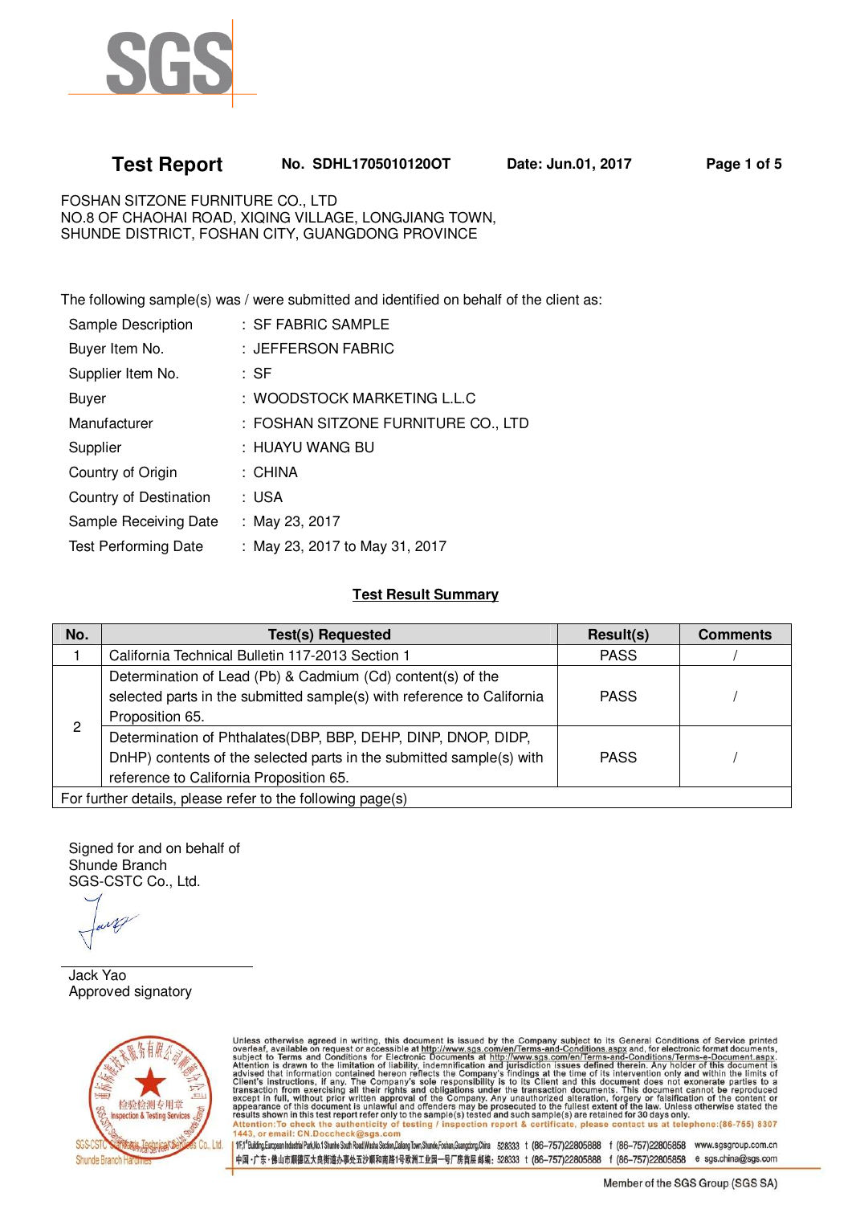SGS

**Test Report** **No. SDHL1705010120OT** **Date: Jun.01, 2017**

FOSHAN SITZONE FURNITURE CO., LTD
NO.8 OF CHAOHAI ROAD, XIQING VILLAGE, LONGJIANG TOWN,
SHUNDE DISTRICT, FOSHAN CITY, GUANGDONG PROVINCE

The following sample(s) was / were submitted and identified on behalf of the client as:

| | |
|---|---|
| Sample Description | : SF FABRIC SAMPLE |
| Buyer Item No. | : JEFFERSON FABRIC |
| Supplier Item No. | : SF |
| Buyer | : WOODSTOCK MARKETING L.L.C |
| Manufacturer | : FOSHAN SITZONE FURNITURE CO., LTD |
| Supplier | : HUAYU WANG BU |
| Country of Origin | : CHINA |
| Country of Destination | : USA |
| Sample Receiving Date | : May 23, 2017 |
| Test Performing Date | : May 23, 2017 to May 31, 2017 |

## Test Result Summary

| No. | Test(s) Requested | Result(s) | Comments |
|---|---|---|---|
| 1 | California Technical Bulletin 117-2013 Section 1 | PASS | / |
| 2 | Determination of Lead (Pb) & Cadmium (Cd) content(s) of the selected parts in the submitted sample(s) with reference to California Proposition 65. | PASS | / |
| | Determination of Phthalates(DBP, BBP, DEHP, DINP, DNOP, DIDP, DnHP) contents of the selected parts in the submitted sample(s) with reference to California Proposition 65. | PASS | / |
| For further details, please refer to the following page(s) | | | |

Signed for and on behalf of
Shunde Branch
SGS-CSTC Co., Ltd.

Jack Yao
Approved signatory

Unless otherwise agreed in writing, this document is issued by the Company subject to its General Conditions of Service printed overleaf, available on request or accessible at http://www.sgs.com/en/Terms-and-Conditions.aspx and, for electronic format documents, subject to Terms and Conditions for Electronic Documents at http://www.sgs.com/en/Terms-and-Conditions/Terms-e-Document.aspx. Attention is drawn to the limitation of liability, indemnification and jurisdiction issues defined therein. Any holder of this document is advised that information contained hereon reflects the Company's findings at the time of its intervention only and within the limits of Client's instructions, if any. The Company's sole responsibility is to its Client and this document does not exonerate parties to a transaction from exercising all their rights and obligations under the transaction documents. This document cannot be reproduced except in full, without prior written approval of the Company. Any unauthorized alteration, forgery or falsification of the content or appearance of this document is unlawful and offenders may be prosecuted to the fullest extent of the law. Unless otherwise stated the results shown in this test report refer only to the sample(s) tested and such sample(s) are retained for 30 days only.
Attention:To check the authenticity of testing / inspection report & certificate, please contact us at telephone:(86-755) 8307 1443, or email: CN.Doccheck@sgs.com

Member of the SGS Group (SGS SA)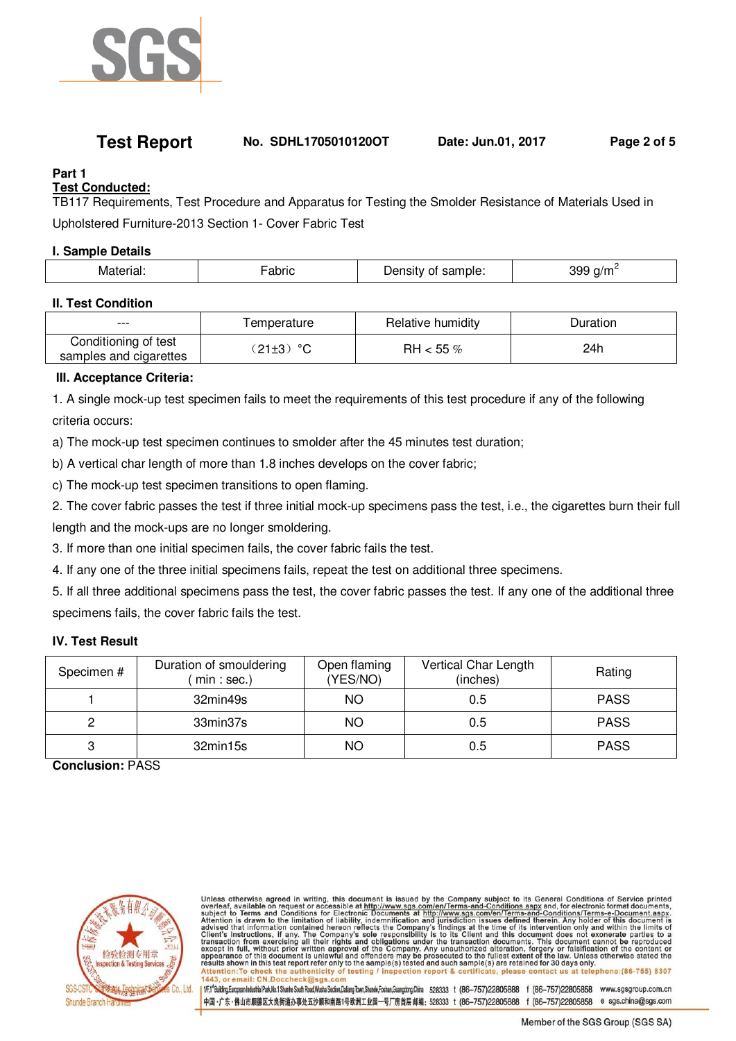## Test Report

**No. SDHL1705010120OT** **Date: Jun.01, 2017**

**Part 1**

**Test Conducted:**

TB117 Requirements, Test Procedure and Apparatus for Testing the Smolder Resistance of Materials Used in Upholstered Furniture-2013 Section 1- Cover Fabric Test

### I. Sample Details

| Material: | Fabric | Density of sample: | 399 g/$m^2$ |
|---|---|---|---|

### II. Test Condition

| --- | Temperature | Relative humidity | Duration |
|---|---|---|---|
| Conditioning of test samples and cigarettes | （21±3）°C | RH＜55％ | 24h |

### III. Acceptance Criteria:

1. A single mock-up test specimen fails to meet the requirements of this test procedure if any of the following criteria occurs:

a) The mock-up test specimen continues to smolder after the 45 minutes test duration;

b) A vertical char length of more than 1.8 inches develops on the cover fabric;

c) The mock-up test specimen transitions to open flaming.

2. The cover fabric passes the test if three initial mock-up specimens pass the test, i.e., the cigarettes burn their full length and the mock-ups are no longer smoldering.

3. If more than one initial specimen fails, the cover fabric fails the test.

4. If any one of the three initial specimens fails, repeat the test on additional three specimens.

5. If all three additional specimens pass the test, the cover fabric passes the test. If any one of the additional three specimens fails, the cover fabric fails the test.

### IV. Test Result

| Specimen # | Duration of smouldering ( min : sec.) | Open flaming (YES/NO) | Vertical Char Length (inches) | Rating |
|---|---|---|---|---|
| 1 | 32min49s | NO | 0.5 | PASS |
| 2 | 33min37s | NO | 0.5 | PASS |
| 3 | 32min15s | NO | 0.5 | PASS |

**Conclusion:** PASS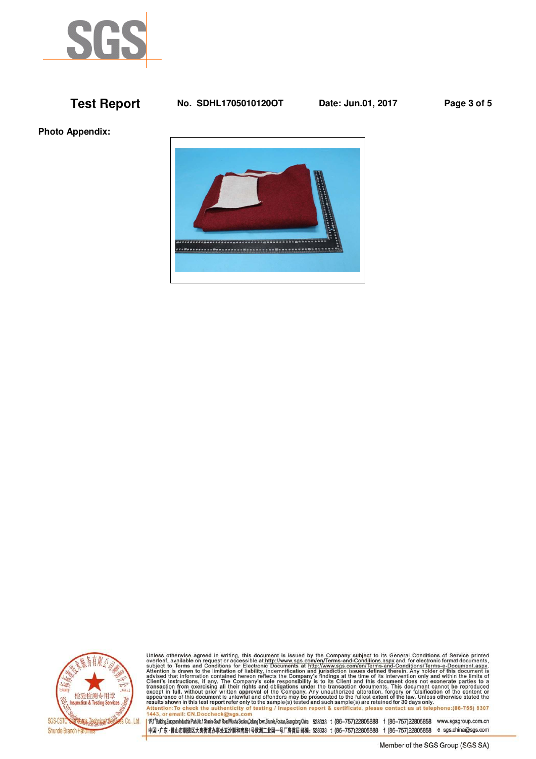**Test Report** **No. SDHL1705010120OT** **Date: Jun.01, 2017**

**Photo Appendix:**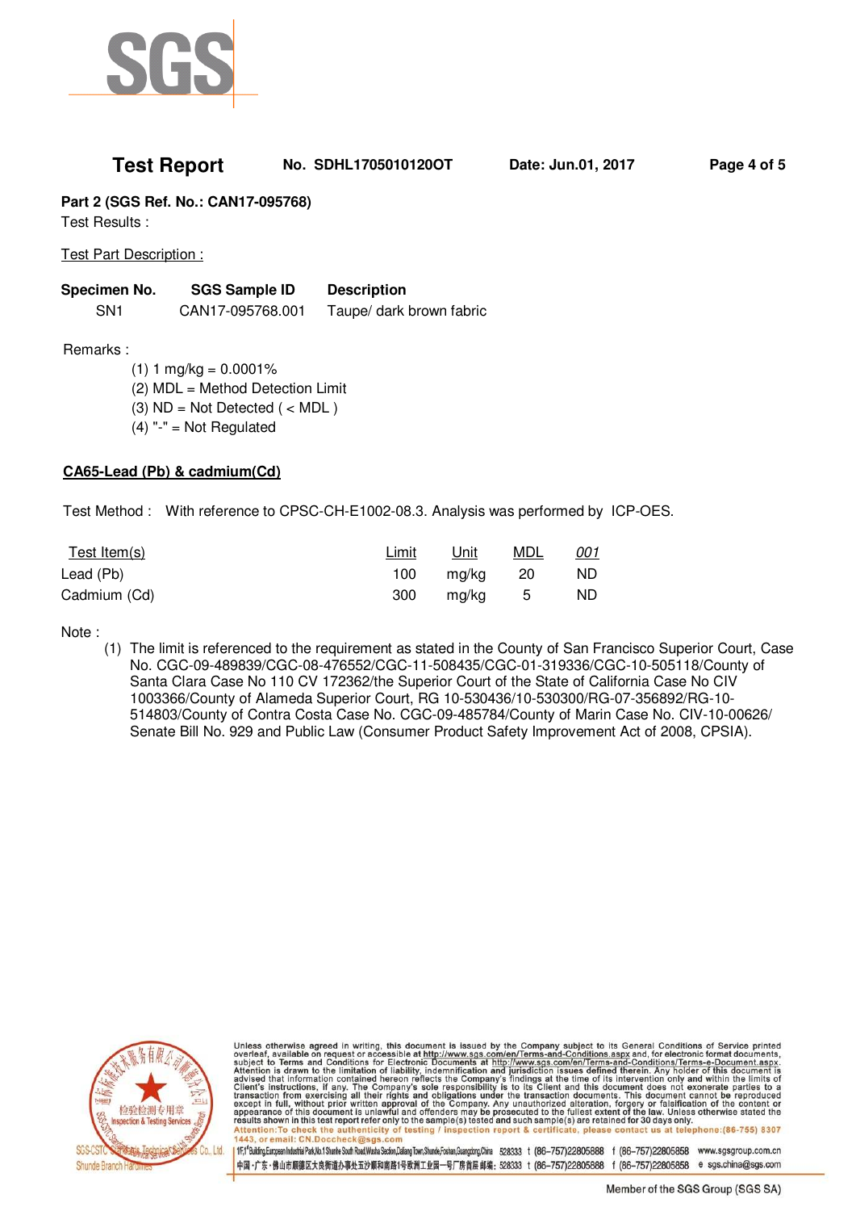**Test Report** No. SDHL1705010120OT Date: Jun.01, 2017

**Part 2 (SGS Ref. No.: CAN17-095768)**

Test Results :

Test Part Description :

| Specimen No. | SGS Sample ID | Description |
|---|---|---|
| SN1 | CAN17-095768.001 | Taupe/ dark brown fabric |

Remarks :

(1) 1 mg/kg = 0.0001%
(2) MDL = Method Detection Limit
(3) ND = Not Detected ( < MDL )
(4) "-" = Not Regulated

**CA65-Lead (Pb) & cadmium(Cd)**

Test Method : With reference to CPSC-CH-E1002-08.3. Analysis was performed by ICP-OES.

| Test Item(s) | Limit | Unit | MDL | *001* |
|---|---|---|---|---|
| Lead (Pb) | 100 | mg/kg | 20 | ND |
| Cadmium (Cd) | 300 | mg/kg | 5 | ND |

Note :

(1) The limit is referenced to the requirement as stated in the County of San Francisco Superior Court, Case No. CGC-09-489839/CGC-08-476552/CGC-11-508435/CGC-01-319336/CGC-10-505118/County of Santa Clara Case No 110 CV 172362/the Superior Court of the State of California Case No CIV 1003366/County of Alameda Superior Court, RG 10-530436/10-530300/RG-07-356892/RG-10-514803/County of Contra Costa Case No. CGC-09-485784/County of Marin Case No. CIV-10-00626/ Senate Bill No. 929 and Public Law (Consumer Product Safety Improvement Act of 2008, CPSIA).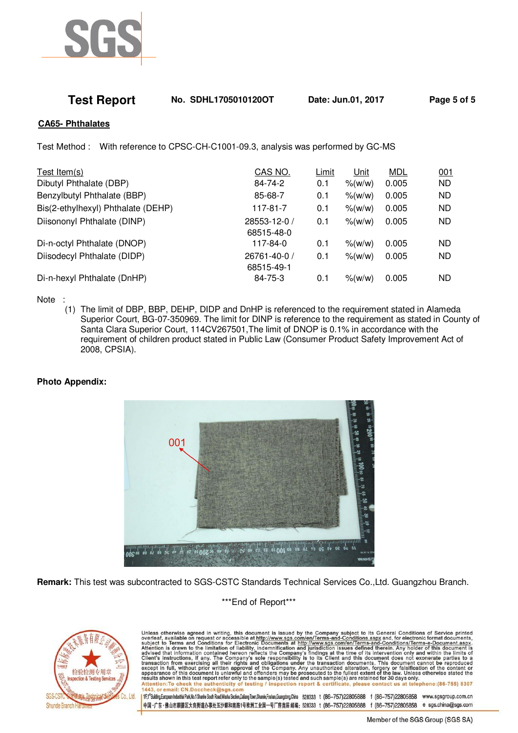**Test Report** **No. SDHL1705010120OT** **Date: Jun.01, 2017**

**CA65- Phthalates**

Test Method : With reference to CPSC-CH-C1001-09.3, analysis was performed by GC-MS

| Test Item(s) | CAS NO. | Limit | Unit | MDL | 001 |
|---|---|---|---|---|---|
| Dibutyl Phthalate (DBP) | 84-74-2 | 0.1 | %(w/w) | 0.005 | ND |
| Benzylbutyl Phthalate (BBP) | 85-68-7 | 0.1 | %(w/w) | 0.005 | ND |
| Bis(2-ethylhexyl) Phthalate (DEHP) | 117-81-7 | 0.1 | %(w/w) | 0.005 | ND |
| Diisononyl Phthalate (DINP) | 28553-12-0 / 68515-48-0 | 0.1 | %(w/w) | 0.005 | ND |
| Di-n-octyl Phthalate (DNOP) | 117-84-0 | 0.1 | %(w/w) | 0.005 | ND |
| Diisodecyl Phthalate (DIDP) | 26761-40-0 / 68515-49-1 | 0.1 | %(w/w) | 0.005 | ND |
| Di-n-hexyl Phthalate (DnHP) | 84-75-3 | 0.1 | %(w/w) | 0.005 | ND |

Note :

(1) The limit of DBP, BBP, DEHP, DIDP and DnHP is referenced to the requirement stated in Alameda Superior Court, BG-07-350969. The limit for DINP is reference to the requirement as stated in County of Santa Clara Superior Court, 114CV267501,The limit of DNOP is 0.1% in accordance with the requirement of children product stated in Public Law (Consumer Product Safety Improvement Act of 2008, CPSIA).

**Photo Appendix:**

001

**Remark:** This test was subcontracted to SGS-CSTC Standards Technical Services Co.,Ltd. Guangzhou Branch.

\*\*\*End of Report\*\*\*

Unless otherwise agreed in writing, this document is issued by the Company subject to its General Conditions of Service printed overleaf, available on request or accessible at http://www.sgs.com/en/Terms-and-Conditions.aspx and, for electronic format documents, subject to Terms and Conditions for Electronic Documents at http://www.sgs.com/en/Terms-and-Conditions/Terms-e-Document.aspx. Attention is drawn to the limitation of liability, indemnification and jurisdiction issues defined therein. Any holder of this document is advised that information contained hereon reflects the Company's findings at the time of its intervention only and within the limits of Client's instructions, if any. The Company's sole responsibility is to its Client and this document does not exonerate parties to a transaction from exercising all their rights and obligations under the transaction documents. This document cannot be reproduced except in full, without prior written approval of the Company. Any unauthorized alteration, forgery or falsification of the content or appearance of this document is unlawful and offenders may be prosecuted to the fullest extent of the law. Unless otherwise stated the results shown in this test report refer only to the sample(s) tested and such sample(s) are retained for 30 days only.

Attention:To check the authenticity of testing / inspection report & certificate, please contact us at telephone:(86-755) 8307 1443, or email: CN.Doccheck@sgs.com

1F,1#Building,European Industrial Park,No.1 Shunle South Road,Wusha Section,Daliang Town,Shunde,Foshan,Guangdong,China 528333 t (86-757)22805888 f (86-757)22805858 www.sgsgroup.com.cn

中国·广东·佛山市顺德区大良街道办事处五沙顺和南路1号欧洲工业园一号厂房首层 邮编: 528333 t (86-757)22805888 f (86-757)22805858 e sgs.china@sgs.com

Member of the SGS Group (SGS SA)